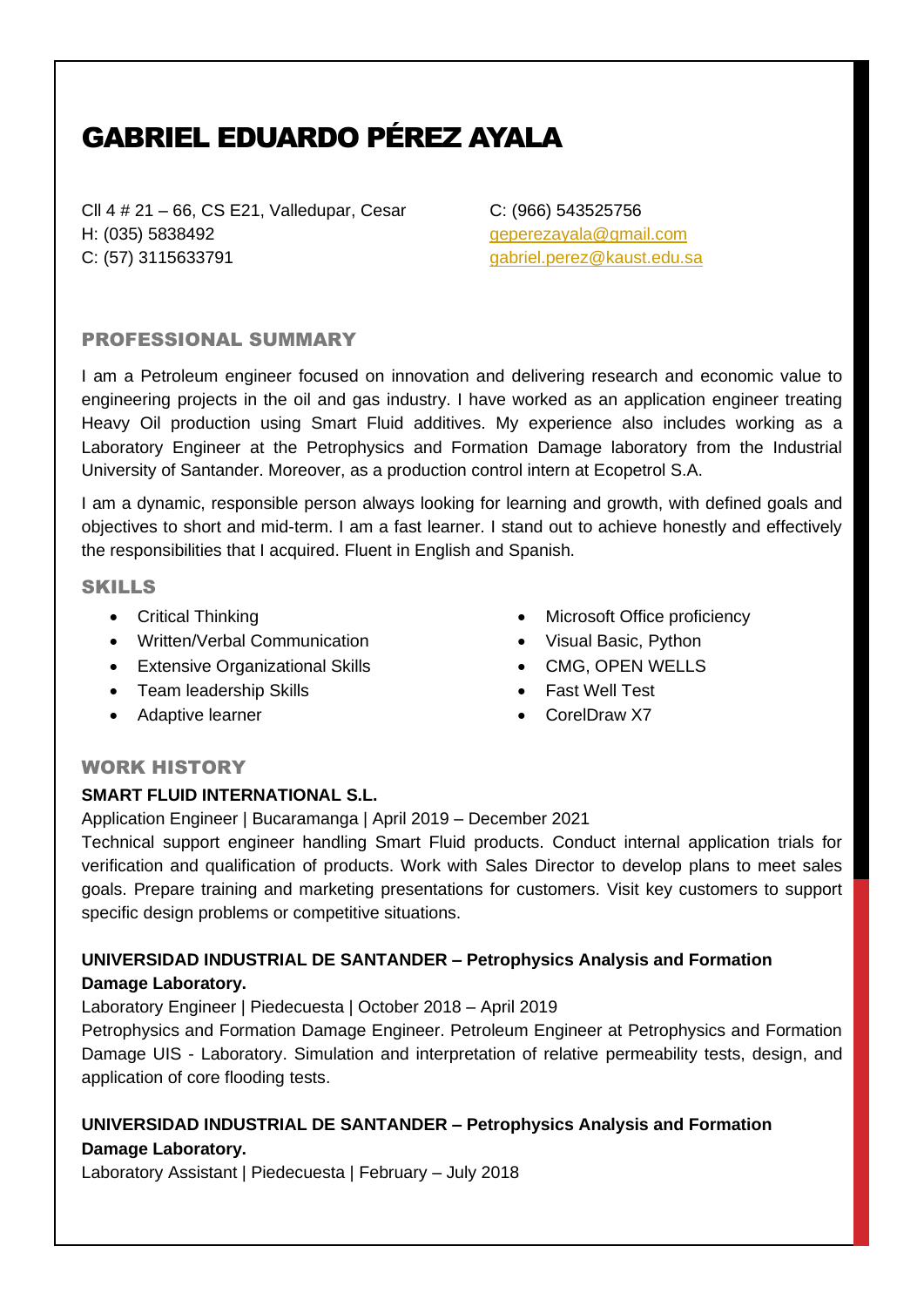# GABRIEL EDUARDO PÉREZ AYALA

Cll 4 # 21 – 66, CS E21, Valledupar, Cesar
H: (035) 5838492
C: (57) 3115633791

C: (966) 543525756
geperezayala@gmail.com
gabriel.perez@kaust.edu.sa

## PROFESSIONAL SUMMARY

I am a Petroleum engineer focused on innovation and delivering research and economic value to engineering projects in the oil and gas industry. I have worked as an application engineer treating Heavy Oil production using Smart Fluid additives. My experience also includes working as a Laboratory Engineer at the Petrophysics and Formation Damage laboratory from the Industrial University of Santander. Moreover, as a production control intern at Ecopetrol S.A.

I am a dynamic, responsible person always looking for learning and growth, with defined goals and objectives to short and mid-term. I am a fast learner. I stand out to achieve honestly and effectively the responsibilities that I acquired. Fluent in English and Spanish.

## SKILLS

- Critical Thinking
- Written/Verbal Communication
- Extensive Organizational Skills
- Team leadership Skills
- Adaptive learner
- Microsoft Office proficiency
- Visual Basic, Python
- CMG, OPEN WELLS
- Fast Well Test
- CorelDraw X7

## WORK HISTORY

**SMART FLUID INTERNATIONAL S.L.**

Application Engineer | Bucaramanga | April 2019 – December 2021

Technical support engineer handling Smart Fluid products. Conduct internal application trials for verification and qualification of products. Work with Sales Director to develop plans to meet sales goals. Prepare training and marketing presentations for customers. Visit key customers to support specific design problems or competitive situations.

**UNIVERSIDAD INDUSTRIAL DE SANTANDER – Petrophysics Analysis and Formation Damage Laboratory.**

Laboratory Engineer | Piedecuesta | October 2018 – April 2019

Petrophysics and Formation Damage Engineer. Petroleum Engineer at Petrophysics and Formation Damage UIS - Laboratory. Simulation and interpretation of relative permeability tests, design, and application of core flooding tests.

**UNIVERSIDAD INDUSTRIAL DE SANTANDER – Petrophysics Analysis and Formation Damage Laboratory.**

Laboratory Assistant | Piedecuesta | February – July 2018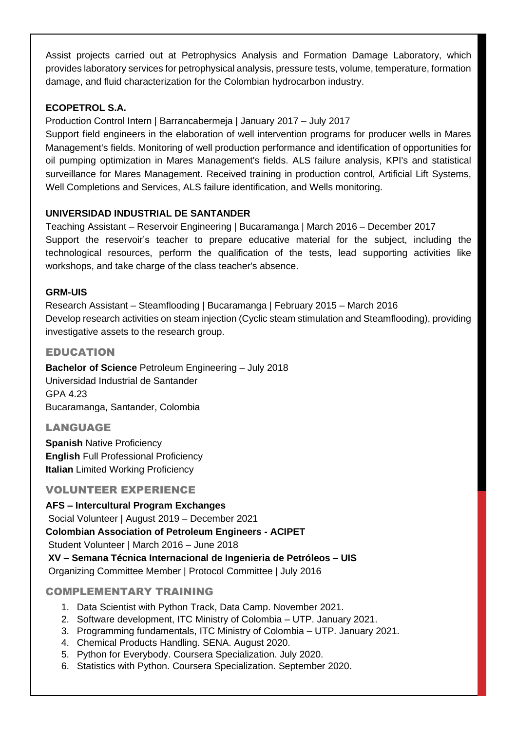Assist projects carried out at Petrophysics Analysis and Formation Damage Laboratory, which provides laboratory services for petrophysical analysis, pressure tests, volume, temperature, formation damage, and fluid characterization for the Colombian hydrocarbon industry.

**ECOPETROL S.A.**

Production Control Intern | Barrancabermeja | January 2017 – July 2017

Support field engineers in the elaboration of well intervention programs for producer wells in Mares Management's fields. Monitoring of well production performance and identification of opportunities for oil pumping optimization in Mares Management's fields. ALS failure analysis, KPI's and statistical surveillance for Mares Management. Received training in production control, Artificial Lift Systems, Well Completions and Services, ALS failure identification, and Wells monitoring.

**UNIVERSIDAD INDUSTRIAL DE SANTANDER**

Teaching Assistant – Reservoir Engineering | Bucaramanga | March 2016 – December 2017

Support the reservoir's teacher to prepare educative material for the subject, including the technological resources, perform the qualification of the tests, lead supporting activities like workshops, and take charge of the class teacher's absence.

**GRM-UIS**

Research Assistant – Steamflooding | Bucaramanga | February 2015 – March 2016

Develop research activities on steam injection (Cyclic steam stimulation and Steamflooding), providing investigative assets to the research group.

## EDUCATION

**Bachelor of Science** Petroleum Engineering – July 2018
Universidad Industrial de Santander
GPA 4.23
Bucaramanga, Santander, Colombia

## LANGUAGE

**Spanish** Native Proficiency
**English** Full Professional Proficiency
**Italian** Limited Working Proficiency

## VOLUNTEER EXPERIENCE

**AFS – Intercultural Program Exchanges**
Social Volunteer | August 2019 – December 2021
**Colombian Association of Petroleum Engineers - ACIPET**
Student Volunteer | March 2016 – June 2018
**XV – Semana Técnica Internacional de Ingenieria de Petróleos – UIS**
Organizing Committee Member | Protocol Committee | July 2016

## COMPLEMENTARY TRAINING

1. Data Scientist with Python Track, Data Camp. November 2021.
2. Software development, ITC Ministry of Colombia – UTP. January 2021.
3. Programming fundamentals, ITC Ministry of Colombia – UTP. January 2021.
4. Chemical Products Handling. SENA. August 2020.
5. Python for Everybody. Coursera Specialization. July 2020.
6. Statistics with Python. Coursera Specialization. September 2020.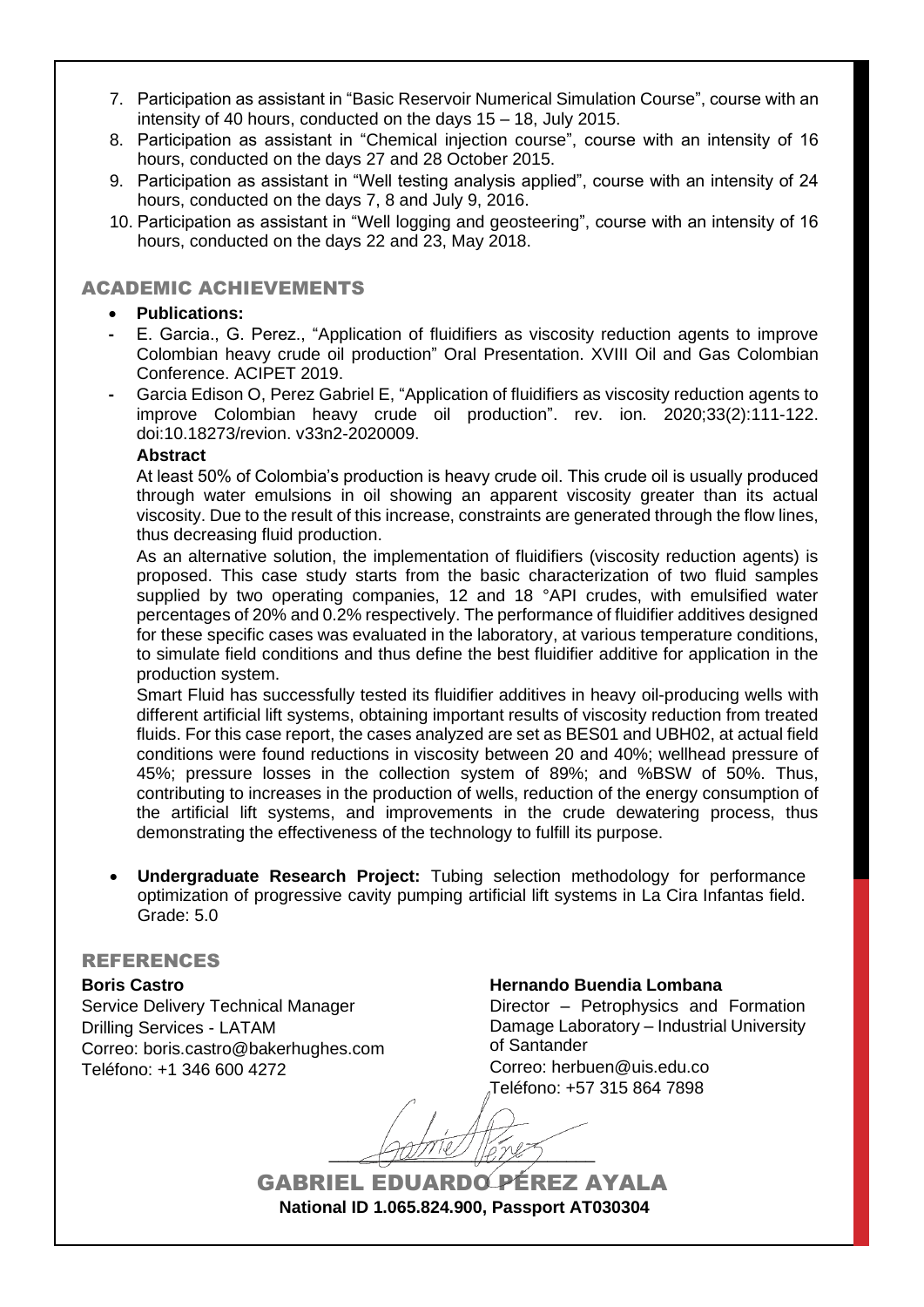7. Participation as assistant in "Basic Reservoir Numerical Simulation Course", course with an intensity of 40 hours, conducted on the days 15 – 18, July 2015.
8. Participation as assistant in "Chemical injection course", course with an intensity of 16 hours, conducted on the days 27 and 28 October 2015.
9. Participation as assistant in "Well testing analysis applied", course with an intensity of 24 hours, conducted on the days 7, 8 and July 9, 2016.
10. Participation as assistant in "Well logging and geosteering", course with an intensity of 16 hours, conducted on the days 22 and 23, May 2018.

## ACADEMIC ACHIEVEMENTS

- **Publications:**

- E. Garcia., G. Perez., "Application of fluidifiers as viscosity reduction agents to improve Colombian heavy crude oil production" Oral Presentation. XVIII Oil and Gas Colombian Conference. ACIPET 2019.
- Garcia Edison O, Perez Gabriel E, "Application of fluidifiers as viscosity reduction agents to improve Colombian heavy crude oil production". rev. ion. 2020;33(2):111-122. doi:10.18273/revion. v33n2-2020009.

**Abstract**

At least 50% of Colombia's production is heavy crude oil. This crude oil is usually produced through water emulsions in oil showing an apparent viscosity greater than its actual viscosity. Due to the result of this increase, constraints are generated through the flow lines, thus decreasing fluid production.

As an alternative solution, the implementation of fluidifiers (viscosity reduction agents) is proposed. This case study starts from the basic characterization of two fluid samples supplied by two operating companies, 12 and 18 °API crudes, with emulsified water percentages of 20% and 0.2% respectively. The performance of fluidifier additives designed for these specific cases was evaluated in the laboratory, at various temperature conditions, to simulate field conditions and thus define the best fluidifier additive for application in the production system.

Smart Fluid has successfully tested its fluidifier additives in heavy oil-producing wells with different artificial lift systems, obtaining important results of viscosity reduction from treated fluids. For this case report, the cases analyzed are set as BES01 and UBH02, at actual field conditions were found reductions in viscosity between 20 and 40%; wellhead pressure of 45%; pressure losses in the collection system of 89%; and %BSW of 50%. Thus, contributing to increases in the production of wells, reduction of the energy consumption of the artificial lift systems, and improvements in the crude dewatering process, thus demonstrating the effectiveness of the technology to fulfill its purpose.

- **Undergraduate Research Project:** Tubing selection methodology for performance optimization of progressive cavity pumping artificial lift systems in La Cira Infantas field. Grade: 5.0

## REFERENCES

**Boris Castro**
Service Delivery Technical Manager
Drilling Services - LATAM
Correo: boris.castro@bakerhughes.com
Teléfono: +1 346 600 4272

**Hernando Buendia Lombana**
Director – Petrophysics and Formation Damage Laboratory – Industrial University of Santander
Correo: herbuen@uis.edu.co
Teléfono: +57 315 864 7898

**GABRIEL EDUARDO PÉREZ AYALA**

**National ID 1.065.824.900, Passport AT030304**